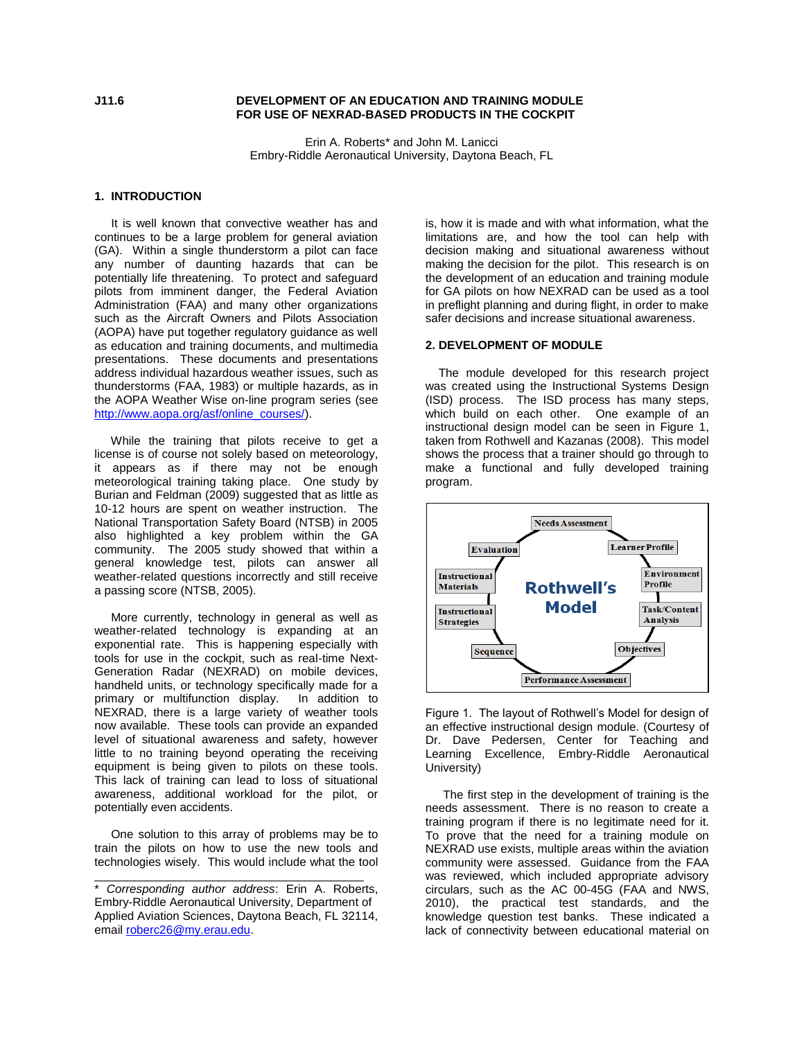J11.6

# DEVELOPMENT OF AN EDUCATION AND TRAINING MODULE FOR USE OF NEXRAD-BASED PRODUCTS IN THE COCKPIT

Erin A. Roberts* and John M. Lanicci
Embry-Riddle Aeronautical University, Daytona Beach, FL

## 1. INTRODUCTION

It is well known that convective weather has and continues to be a large problem for general aviation (GA). Within a single thunderstorm a pilot can face any number of daunting hazards that can be potentially life threatening. To protect and safeguard pilots from imminent danger, the Federal Aviation Administration (FAA) and many other organizations such as the Aircraft Owners and Pilots Association (AOPA) have put together regulatory guidance as well as education and training documents, and multimedia presentations. These documents and presentations address individual hazardous weather issues, such as thunderstorms (FAA, 1983) or multiple hazards, as in the AOPA Weather Wise on-line program series (see http://www.aopa.org/asf/online_courses/).

While the training that pilots receive to get a license is of course not solely based on meteorology, it appears as if there may not be enough meteorological training taking place. One study by Burian and Feldman (2009) suggested that as little as 10-12 hours are spent on weather instruction. The National Transportation Safety Board (NTSB) in 2005 also highlighted a key problem within the GA community. The 2005 study showed that within a general knowledge test, pilots can answer all weather-related questions incorrectly and still receive a passing score (NTSB, 2005).

More currently, technology in general as well as weather-related technology is expanding at an exponential rate. This is happening especially with tools for use in the cockpit, such as real-time Next-Generation Radar (NEXRAD) on mobile devices, handheld units, or technology specifically made for a primary or multifunction display. In addition to NEXRAD, there is a large variety of weather tools now available. These tools can provide an expanded level of situational awareness and safety, however little to no training beyond operating the receiving equipment is being given to pilots on these tools. This lack of training can lead to loss of situational awareness, additional workload for the pilot, or potentially even accidents.

One solution to this array of problems may be to train the pilots on how to use the new tools and technologies wisely. This would include what the tool is, how it is made and with what information, what the limitations are, and how the tool can help with decision making and situational awareness without making the decision for the pilot. This research is on the development of an education and training module for GA pilots on how NEXRAD can be used as a tool in preflight planning and during flight, in order to make safer decisions and increase situational awareness.

## 2. DEVELOPMENT OF MODULE

The module developed for this research project was created using the Instructional Systems Design (ISD) process. The ISD process has many steps, which build on each other. One example of an instructional design model can be seen in Figure 1, taken from Rothwell and Kazanas (2008). This model shows the process that a trainer should go through to make a functional and fully developed training program.

Rothwell's Model: Needs Assessment → Learner Profile → Environment Profile → Task/Content Analysis → Objectives → Performance Assessment → Sequence → Instructional Strategies → Instructional Materials → Evaluation

Figure 1. The layout of Rothwell's Model for design of an effective instructional design module. (Courtesy of Dr. Dave Pedersen, Center for Teaching and Learning Excellence, Embry-Riddle Aeronautical University)

The first step in the development of training is the needs assessment. There is no reason to create a training program if there is no legitimate need for it. To prove that the need for a training module on NEXRAD use exists, multiple areas within the aviation community were assessed. Guidance from the FAA was reviewed, which included appropriate advisory circulars, such as the AC 00-45G (FAA and NWS, 2010), the practical test standards, and the knowledge question test banks. These indicated a lack of connectivity between educational material on

---

* *Corresponding author address*: Erin A. Roberts, Embry-Riddle Aeronautical University, Department of Applied Aviation Sciences, Daytona Beach, FL 32114, email roberc26@my.erau.edu.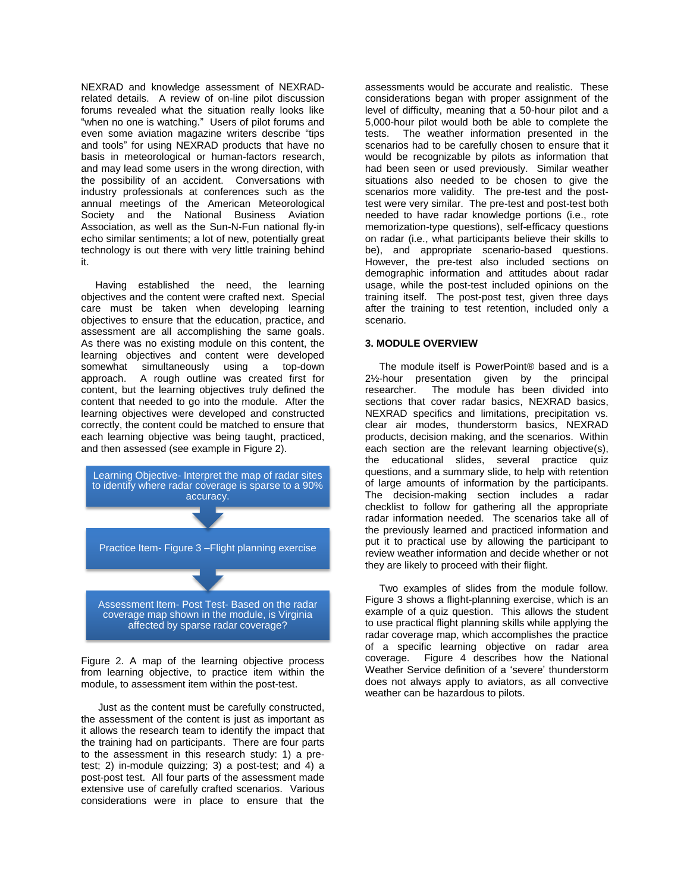NEXRAD and knowledge assessment of NEXRAD-related details. A review of on-line pilot discussion forums revealed what the situation really looks like "when no one is watching." Users of pilot forums and even some aviation magazine writers describe "tips and tools" for using NEXRAD products that have no basis in meteorological or human-factors research, and may lead some users in the wrong direction, with the possibility of an accident. Conversations with industry professionals at conferences such as the annual meetings of the American Meteorological Society and the National Business Aviation Association, as well as the Sun-N-Fun national fly-in echo similar sentiments; a lot of new, potentially great technology is out there with very little training behind it.

Having established the need, the learning objectives and the content were crafted next. Special care must be taken when developing learning objectives to ensure that the education, practice, and assessment are all accomplishing the same goals. As there was no existing module on this content, the learning objectives and content were developed somewhat simultaneously using a top-down approach. A rough outline was created first for content, but the learning objectives truly defined the content that needed to go into the module. After the learning objectives were developed and constructed correctly, the content could be matched to ensure that each learning objective was being taught, practiced, and then assessed (see example in Figure 2).

Learning Objective- Interpret the map of radar sites to identify where radar coverage is sparse to a 90% accuracy.

Practice Item- Figure 3 –Flight planning exercise

Assessment Item- Post Test- Based on the radar coverage map shown in the module, is Virginia affected by sparse radar coverage?

Figure 2. A map of the learning objective process from learning objective, to practice item within the module, to assessment item within the post-test.

Just as the content must be carefully constructed, the assessment of the content is just as important as it allows the research team to identify the impact that the training had on participants. There are four parts to the assessment in this research study: 1) a pre-test; 2) in-module quizzing; 3) a post-test; and 4) a post-post test. All four parts of the assessment made extensive use of carefully crafted scenarios. Various considerations were in place to ensure that the assessments would be accurate and realistic. These considerations began with proper assignment of the level of difficulty, meaning that a 50-hour pilot and a 5,000-hour pilot would both be able to complete the tests. The weather information presented in the scenarios had to be carefully chosen to ensure that it would be recognizable by pilots as information that had been seen or used previously. Similar weather situations also needed to be chosen to give the scenarios more validity. The pre-test and the post-test were very similar. The pre-test and post-test both needed to have radar knowledge portions (i.e., rote memorization-type questions), self-efficacy questions on radar (i.e., what participants believe their skills to be), and appropriate scenario-based questions. However, the pre-test also included sections on demographic information and attitudes about radar usage, while the post-test included opinions on the training itself. The post-post test, given three days after the training to test retention, included only a scenario.

## 3. MODULE OVERVIEW

The module itself is PowerPoint® based and is a 2½-hour presentation given by the principal researcher. The module has been divided into sections that cover radar basics, NEXRAD basics, NEXRAD specifics and limitations, precipitation vs. clear air modes, thunderstorm basics, NEXRAD products, decision making, and the scenarios. Within each section are the relevant learning objective(s), the educational slides, several practice quiz questions, and a summary slide, to help with retention of large amounts of information by the participants. The decision-making section includes a radar checklist to follow for gathering all the appropriate radar information needed. The scenarios take all of the previously learned and practiced information and put it to practical use by allowing the participant to review weather information and decide whether or not they are likely to proceed with their flight.

Two examples of slides from the module follow. Figure 3 shows a flight-planning exercise, which is an example of a quiz question. This allows the student to use practical flight planning skills while applying the radar coverage map, which accomplishes the practice of a specific learning objective on radar area coverage. Figure 4 describes how the National Weather Service definition of a 'severe' thunderstorm does not always apply to aviators, as all convective weather can be hazardous to pilots.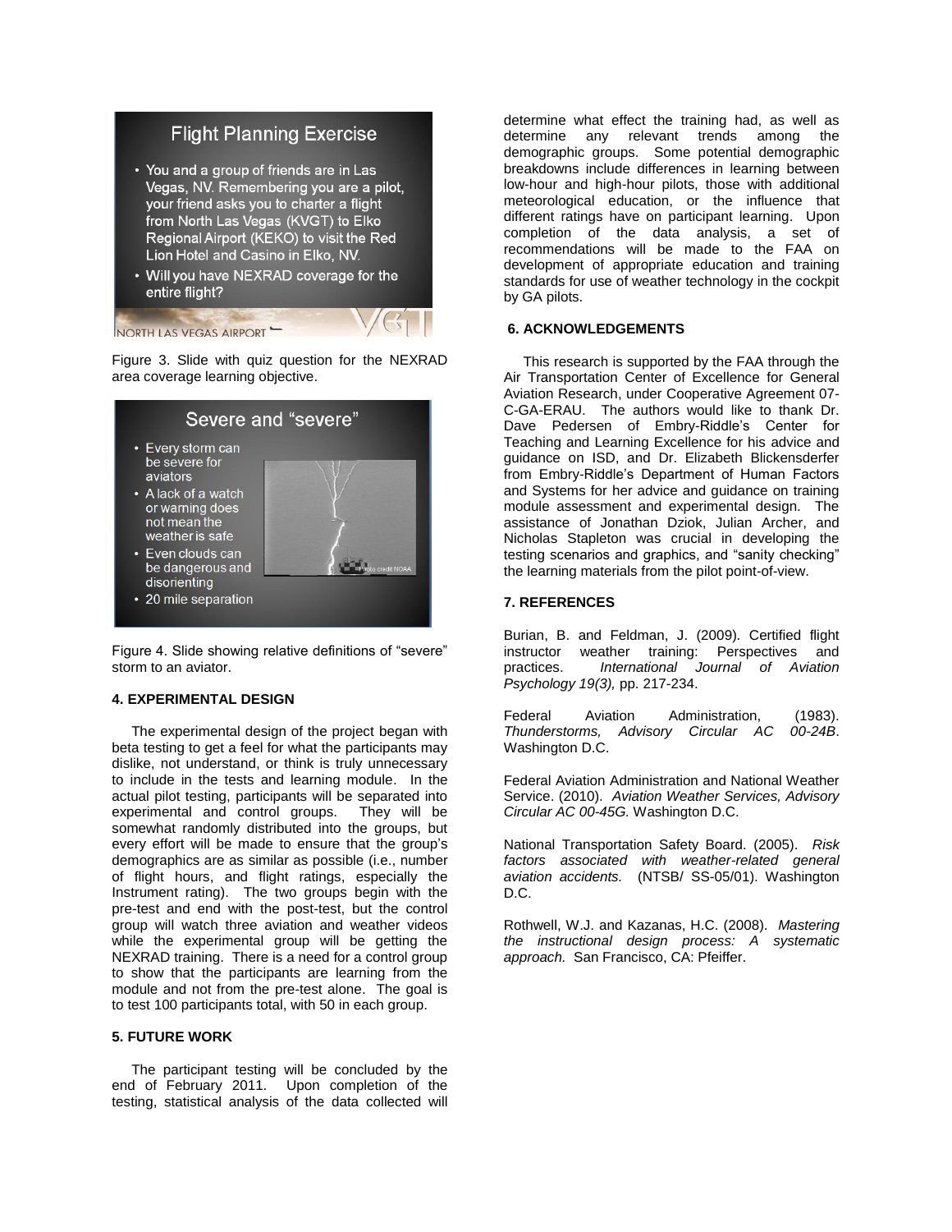Flight Planning Exercise

- You and a group of friends are in Las Vegas, NV. Remembering you are a pilot, your friend asks you to charter a flight from North Las Vegas (KVGT) to Elko Regional Airport (KEKO) to visit the Red Lion Hotel and Casino in Elko, NV.
- Will you have NEXRAD coverage for the entire flight?

NORTH LAS VEGAS AIRPORT

Figure 3. Slide with quiz question for the NEXRAD area coverage learning objective.

Severe and "severe"

- Every storm can be severe for aviators
- A lack of a watch or warning does not mean the weather is safe
- Even clouds can be dangerous and disorienting
- 20 mile separation

Photo credit NOAA

Figure 4. Slide showing relative definitions of "severe" storm to an aviator.

## 4. EXPERIMENTAL DESIGN

The experimental design of the project began with beta testing to get a feel for what the participants may dislike, not understand, or think is truly unnecessary to include in the tests and learning module. In the actual pilot testing, participants will be separated into experimental and control groups. They will be somewhat randomly distributed into the groups, but every effort will be made to ensure that the group's demographics are as similar as possible (i.e., number of flight hours, and flight ratings, especially the Instrument rating). The two groups begin with the pre-test and end with the post-test, but the control group will watch three aviation and weather videos while the experimental group will be getting the NEXRAD training. There is a need for a control group to show that the participants are learning from the module and not from the pre-test alone. The goal is to test 100 participants total, with 50 in each group.

## 5. FUTURE WORK

The participant testing will be concluded by the end of February 2011. Upon completion of the testing, statistical analysis of the data collected will determine what effect the training had, as well as determine any relevant trends among the demographic groups. Some potential demographic breakdowns include differences in learning between low-hour and high-hour pilots, those with additional meteorological education, or the influence that different ratings have on participant learning. Upon completion of the data analysis, a set of recommendations will be made to the FAA on development of appropriate education and training standards for use of weather technology in the cockpit by GA pilots.

## 6. ACKNOWLEDGEMENTS

This research is supported by the FAA through the Air Transportation Center of Excellence for General Aviation Research, under Cooperative Agreement 07-C-GA-ERAU. The authors would like to thank Dr. Dave Pedersen of Embry-Riddle's Center for Teaching and Learning Excellence for his advice and guidance on ISD, and Dr. Elizabeth Blickensderfer from Embry-Riddle's Department of Human Factors and Systems for her advice and guidance on training module assessment and experimental design. The assistance of Jonathan Dziok, Julian Archer, and Nicholas Stapleton was crucial in developing the testing scenarios and graphics, and "sanity checking" the learning materials from the pilot point-of-view.

## 7. REFERENCES

Burian, B. and Feldman, J. (2009). Certified flight instructor weather training: Perspectives and practices. *International Journal of Aviation Psychology 19(3),* pp. 217-234.

Federal Aviation Administration, (1983). *Thunderstorms, Advisory Circular AC 00-24B*. Washington D.C.

Federal Aviation Administration and National Weather Service. (2010). *Aviation Weather Services, Advisory Circular AC 00-45G.* Washington D.C.

National Transportation Safety Board. (2005). *Risk factors associated with weather-related general aviation accidents.* (NTSB/ SS-05/01). Washington D.C.

Rothwell, W.J. and Kazanas, H.C. (2008). *Mastering the instructional design process: A systematic approach.* San Francisco, CA: Pfeiffer.